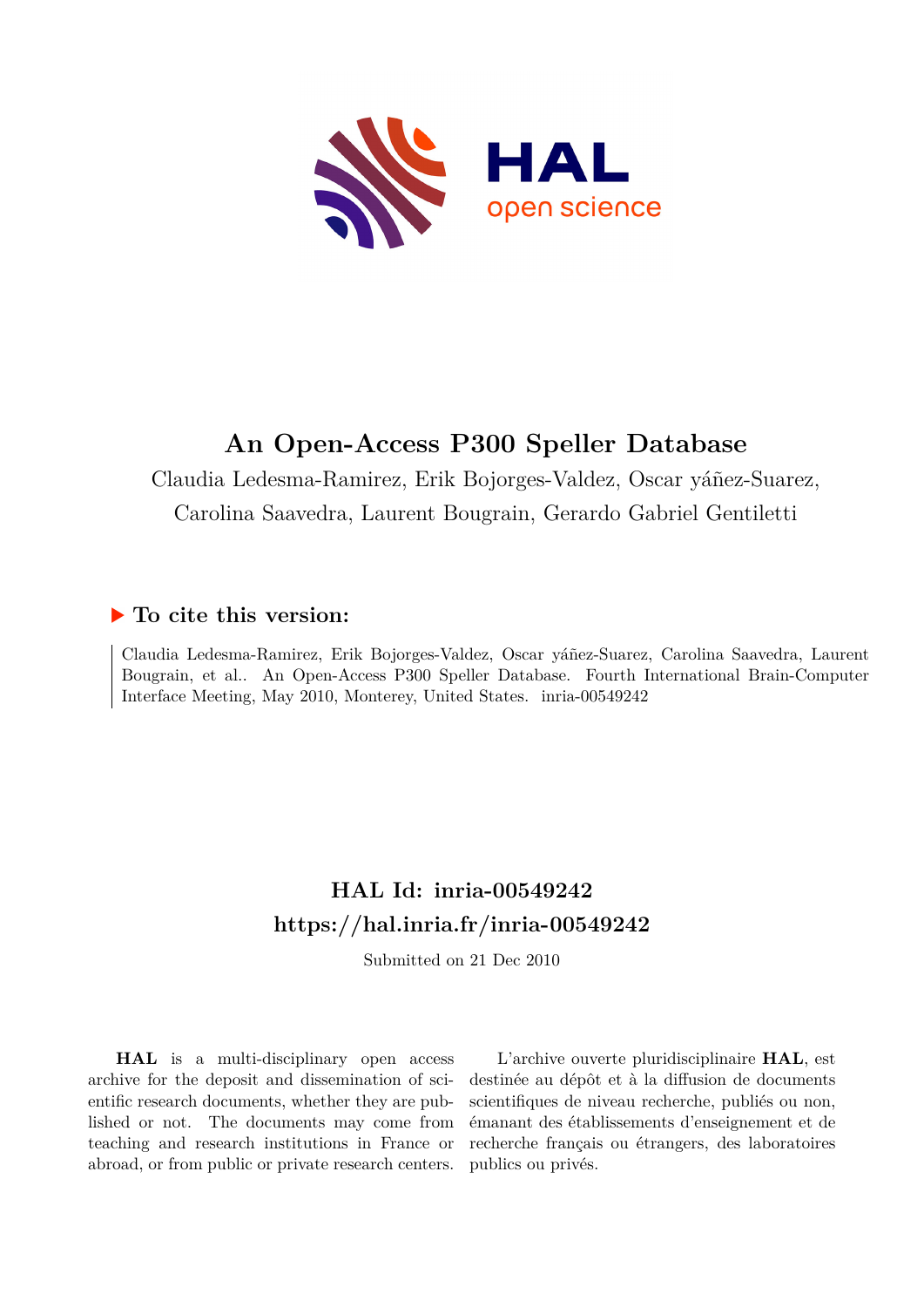# An Open-Access P300 Speller Database

Claudia Ledesma-Ramirez, Erik Bojorges-Valdez, Oscar yáñez-Suarez, Carolina Saavedra, Laurent Bougrain, Gerardo Gabriel Gentiletti

## ▶ To cite this version:

Claudia Ledesma-Ramirez, Erik Bojorges-Valdez, Oscar yáñez-Suarez, Carolina Saavedra, Laurent Bougrain, et al.. An Open-Access P300 Speller Database. Fourth International Brain-Computer Interface Meeting, May 2010, Monterey, United States. inria-00549242

## HAL Id: inria-00549242
## https://hal.inria.fr/inria-00549242

Submitted on 21 Dec 2010

**HAL** is a multi-disciplinary open access archive for the deposit and dissemination of scientific research documents, whether they are published or not. The documents may come from teaching and research institutions in France or abroad, or from public or private research centers.

L'archive ouverte pluridisciplinaire **HAL**, est destinée au dépôt et à la diffusion de documents scientifiques de niveau recherche, publiés ou non, émanant des établissements d'enseignement et de recherche français ou étrangers, des laboratoires publics ou privés.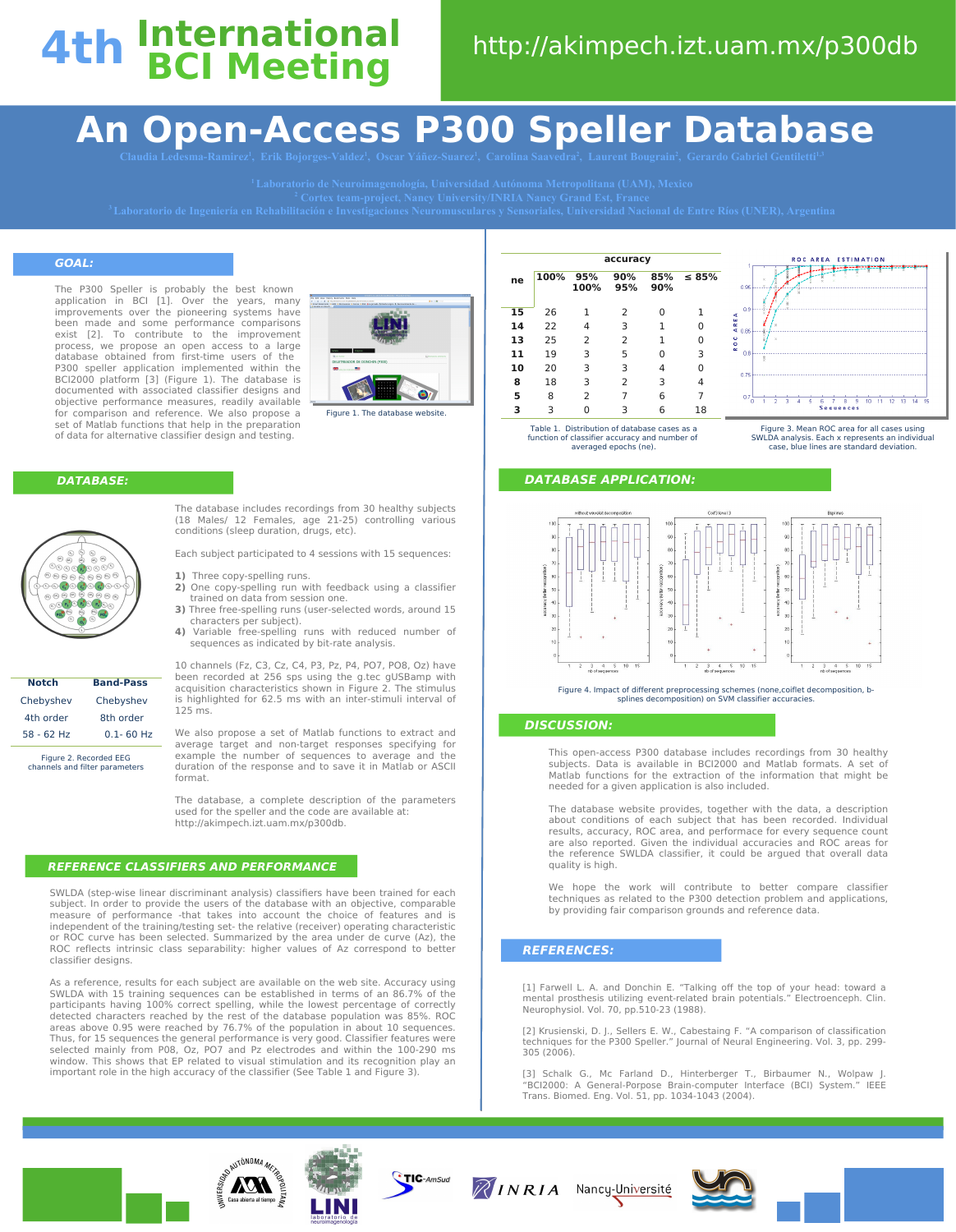# 4th International BCI Meeting

http://akimpech.izt.uam.mx/p300db

# An Open-Access P300 Speller Database

Claudia Ledesma-Ramirez[1], Erik Bojorges-Valdez[1], Oscar Yáñez-Suarez[1], Carolina Saavedra[2], Laurent Bougrain[2], Gerardo Gabriel Gentiletti[1,3]

[1] Laboratorio de Neuroimagenologia, Universidad Autónoma Metropolitana (UAM), Mexico
[2] Cortex team-project, Nancy University/INRIA Nancy Grand Est, France
[3] Laboratorio de Ingeniería en Rehabilitación e Investigaciones Neuromusculares y Sensoriales, Universidad Nacional de Entre Ríos (UNER), Argentina

## GOAL:

The P300 Speller is probably the best known application in BCI [1]. Over the years, many improvements over the pioneering systems have been made and some performance comparisons exist [2]. To contribute to the improvement process, we propose an open access to a large database obtained from first-time users of the P300 speller application implemented within the BCI2000 platform [3] (Figure 1). The database is documented with associated classifier designs and objective performance measures, readily available for comparison and reference. We also propose a set of Matlab functions that help in the preparation of data for alternative classifier design and testing.

Figure 1. The database website.

## DATABASE:

The database includes recordings from 30 healthy subjects (18 Males/ 12 Females, age 21-25) controlling various conditions (sleep duration, drugs, etc).

Each subject participated to 4 sessions with 15 sequences:

1) Three copy-spelling runs.
2) One copy-spelling run with feedback using a classifier trained on data from session one.
3) Three free-spelling runs (user-selected words, around 15 characters per subject).
4) Variable free-spelling runs with reduced number of sequences as indicated by bit-rate analysis.

10 channels (Fz, C3, Cz, C4, P3, Pz, P4, PO7, PO8, Oz) have been recorded at 256 sps using the g.tec gUSBamp with acquisition characteristics shown in Figure 2. The stimulus is highlighted for 62.5 ms with an inter-stimuli interval of 125 ms.

We also propose a set of Matlab functions to extract and average target and non-target responses specifying for example the number of sequences to average and the duration of the response and to save it in Matlab or ASCII format.

The database, a complete description of the parameters used for the speller and the code are available at: http://akimpech.izt.uam.mx/p300db.

| Notch | Band-Pass |
|---|---|
| Chebyshev | Chebyshev |
| 4th order | 8th order |
| 58 - 62 Hz | 0.1- 60 Hz |

Figure 2. Recorded EEG channels and filter parameters

## REFERENCE CLASSIFIERS AND PERFORMANCE

SWLDA (step-wise linear discriminant analysis) classifiers have been trained for each subject. In order to provide the users of the database with an objective, comparable measure of performance -that takes into account the choice of features and is independent of the training/testing set- the relative (receiver) operating characteristic or ROC curve has been selected. Summarized by the area under de curve (Az), the ROC reflects intrinsic class separability: higher values of Az correspond to better classifier designs.

As a reference, results for each subject are available on the web site. Accuracy using SWLDA with 15 training sequences can be established in terms of an 86.7% of the participants having 100% correct spelling, while the lowest percentage of correctly detected characters reached by the rest of the database population was 85%. ROC areas above 0.95 were reached by 76.7% of the population in about 10 sequences. Thus, for 15 sequences the general performance is very good. Classifier features were selected mainly from P08, Oz, PO7 and Pz electrodes and within the 100-290 ms window. This shows that EP related to visual stimulation and its recognition play an important role in the high accuracy of the classifier (See Table 1 and Figure 3).

| ne | accuracy 100% | 95% 100% | 90% 95% | 85% 90% | ≤ 85% |
|---|---|---|---|---|---|
| **15** | 26 | 1 | 2 | 0 | 1 |
| **14** | 22 | 4 | 3 | 1 | 0 |
| **13** | 25 | 2 | 2 | 1 | 0 |
| **11** | 19 | 3 | 5 | 0 | 3 |
| **10** | 20 | 3 | 3 | 4 | 0 |
| **8** | 18 | 3 | 2 | 3 | 4 |
| **5** | 8 | 2 | 7 | 6 | 7 |
| **3** | 3 | 0 | 3 | 6 | 18 |

Table 1. Distribution of database cases as a function of classifier accuracy and number of averaged epochs (ne).

ROC AREA ESTIMATION
ROC AREA
Sequences

Figure 3. Mean ROC area for all cases using SWLDA analysis. Each x represents an individual case, blue lines are standard deviation.

## DATABASE APPLICATION:

without wavelet decomposition
Coif3 level 3
Bsplines

Figure 4. Impact of different preprocessing schemes (none,coiflet decomposition, b-splines decomposition) on SVM classifier accuracies.

## DISCUSSION:

This open-access P300 database includes recordings from 30 healthy subjects. Data is available in BCI2000 and Matlab formats. A set of Matlab functions for the extraction of the information that might be needed for a given application is also included.

The database website provides, together with the data, a description about conditions of each subject that has been recorded. Individual results, accuracy, ROC area, and performace for every sequence count are also reported. Given the individual accuracies and ROC areas for the reference SWLDA classifier, it could be argued that overall data quality is high.

We hope the work will contribute to better compare classifier techniques as related to the P300 detection problem and applications, by providing fair comparison grounds and reference data.

## REFERENCES:

[1] Farwell L. A. and Donchin E. "Talking off the top of your head: toward a mental prosthesis utilizing event-related brain potentials." Electroenceph. Clin. Neurophysiol. Vol. 70, pp.510-23 (1988).

[2] Krusienski, D. J., Sellers E. W., Cabestaing F. "A comparison of classification techniques for the P300 Speller." Journal of Neural Engineering. Vol. 3, pp. 299-305 (2006).

[3] Schalk G., Mc Farland D., Hinterberger T., Birbaumer N., Wolpaw J. "BCI2000: A General-Porpose Brain-computer Interface (BCI) System." IEEE Trans. Biomed. Eng. Vol. 51, pp. 1034-1043 (2004).